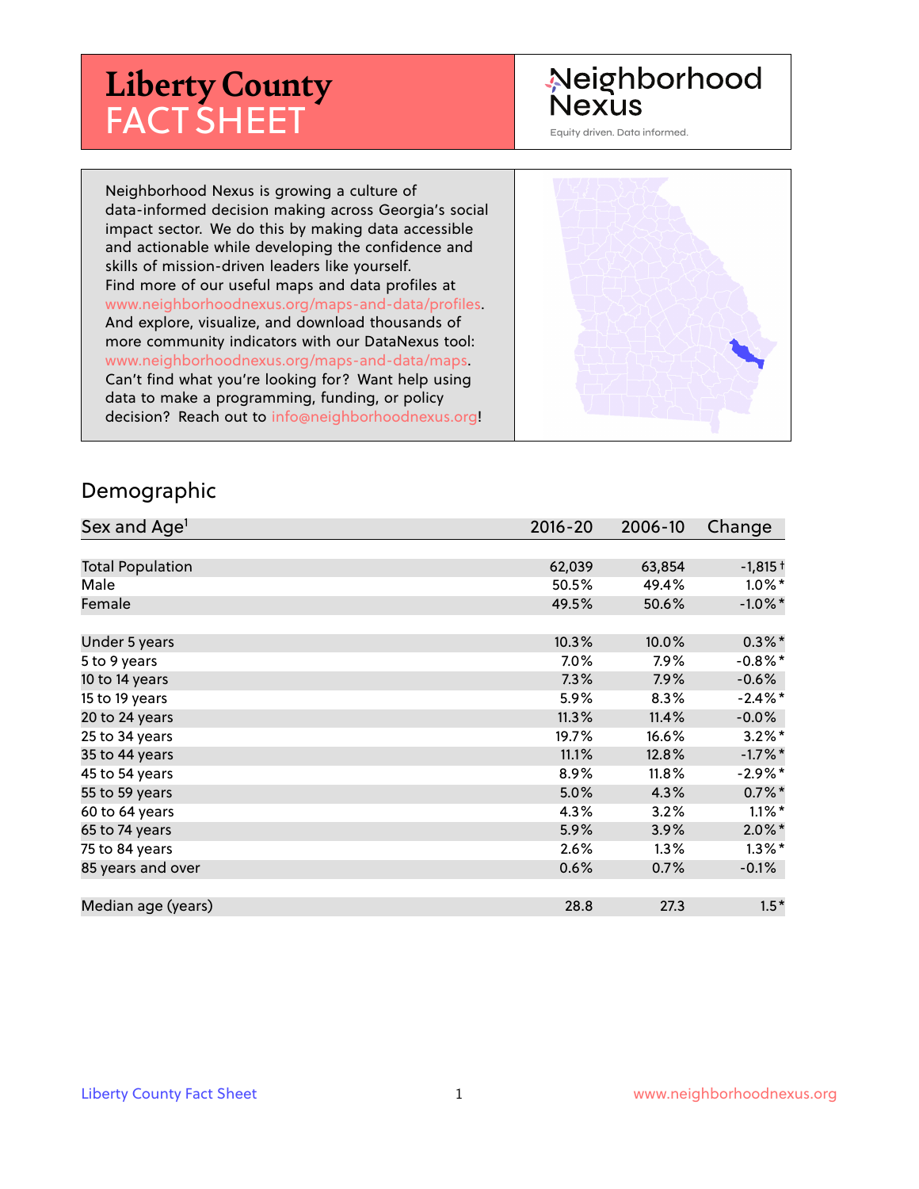# Liberty County FACT SHEET

Neighborhood Nexus

Equity driven. Data informed.

Neighborhood Nexus is growing a culture of data-informed decision making across Georgia's social impact sector. We do this by making data accessible and actionable while developing the confidence and skills of mission-driven leaders like yourself. Find more of our useful maps and data profiles at www.neighborhoodnexus.org/maps-and-data/profiles. And explore, visualize, and download thousands of more community indicators with our DataNexus tool: www.neighborhoodnexus.org/maps-and-data/maps. Can't find what you're looking for? Want help using data to make a programming, funding, or policy decision? Reach out to info@neighborhoodnexus.org!

## Demographic

| Sex and Age[1] | 2016-20 | 2006-10 | Change |
|---|---|---|---|
| Total Population | 62,039 | 63,854 | -1,815 † |
| Male | 50.5% | 49.4% | 1.0% * |
| Female | 49.5% | 50.6% | -1.0% * |
| Under 5 years | 10.3% | 10.0% | 0.3% * |
| 5 to 9 years | 7.0% | 7.9% | -0.8% * |
| 10 to 14 years | 7.3% | 7.9% | -0.6% |
| 15 to 19 years | 5.9% | 8.3% | -2.4% * |
| 20 to 24 years | 11.3% | 11.4% | -0.0% |
| 25 to 34 years | 19.7% | 16.6% | 3.2% * |
| 35 to 44 years | 11.1% | 12.8% | -1.7% * |
| 45 to 54 years | 8.9% | 11.8% | -2.9% * |
| 55 to 59 years | 5.0% | 4.3% | 0.7% * |
| 60 to 64 years | 4.3% | 3.2% | 1.1% * |
| 65 to 74 years | 5.9% | 3.9% | 2.0% * |
| 75 to 84 years | 2.6% | 1.3% | 1.3% * |
| 85 years and over | 0.6% | 0.7% | -0.1% |
| Median age (years) | 28.8 | 27.3 | 1.5 * |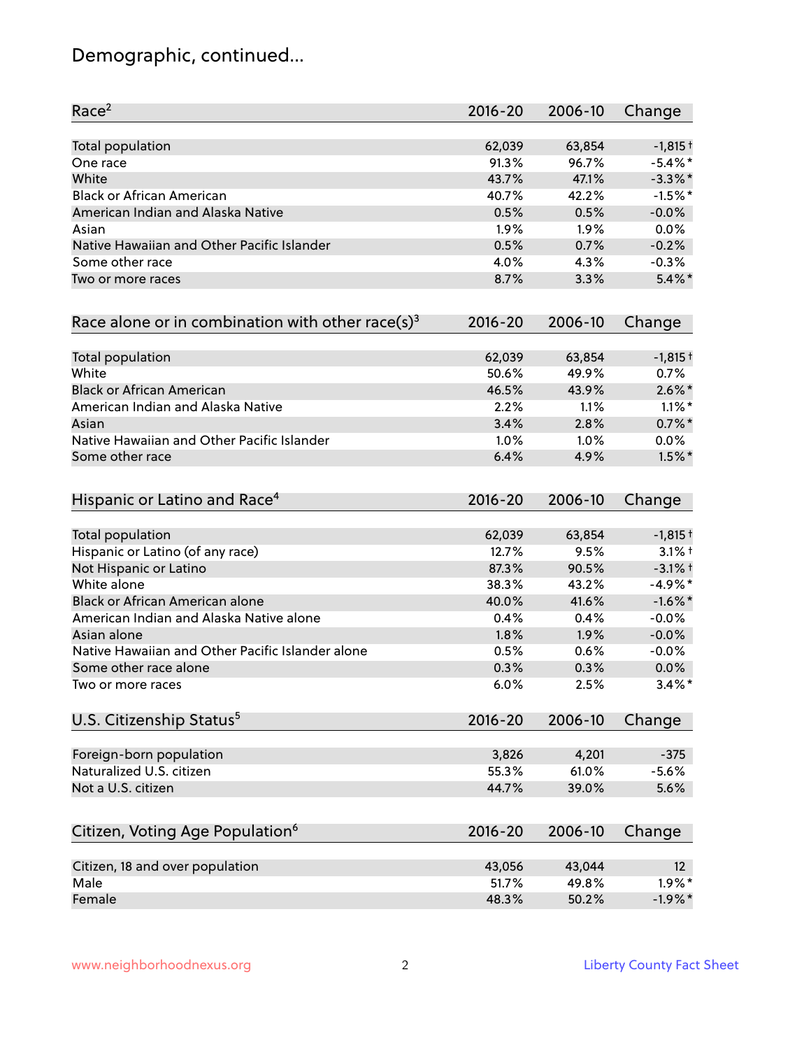## Demographic, continued...

| Race[2] | 2016-20 | 2006-10 | Change |
|---|---|---|---|
| Total population | 62,039 | 63,854 | -1,815 † |
| One race | 91.3% | 96.7% | -5.4% * |
| White | 43.7% | 47.1% | -3.3% * |
| Black or African American | 40.7% | 42.2% | -1.5% * |
| American Indian and Alaska Native | 0.5% | 0.5% | -0.0% |
| Asian | 1.9% | 1.9% | 0.0% |
| Native Hawaiian and Other Pacific Islander | 0.5% | 0.7% | -0.2% |
| Some other race | 4.0% | 4.3% | -0.3% |
| Two or more races | 8.7% | 3.3% | 5.4% * |

| Race alone or in combination with other race(s)[3] | 2016-20 | 2006-10 | Change |
|---|---|---|---|
| Total population | 62,039 | 63,854 | -1,815 † |
| White | 50.6% | 49.9% | 0.7% |
| Black or African American | 46.5% | 43.9% | 2.6% * |
| American Indian and Alaska Native | 2.2% | 1.1% | 1.1% * |
| Asian | 3.4% | 2.8% | 0.7% * |
| Native Hawaiian and Other Pacific Islander | 1.0% | 1.0% | 0.0% |
| Some other race | 6.4% | 4.9% | 1.5% * |

| Hispanic or Latino and Race[4] | 2016-20 | 2006-10 | Change |
|---|---|---|---|
| Total population | 62,039 | 63,854 | -1,815 † |
| Hispanic or Latino (of any race) | 12.7% | 9.5% | 3.1% † |
| Not Hispanic or Latino | 87.3% | 90.5% | -3.1% † |
| White alone | 38.3% | 43.2% | -4.9% * |
| Black or African American alone | 40.0% | 41.6% | -1.6% * |
| American Indian and Alaska Native alone | 0.4% | 0.4% | -0.0% |
| Asian alone | 1.8% | 1.9% | -0.0% |
| Native Hawaiian and Other Pacific Islander alone | 0.5% | 0.6% | -0.0% |
| Some other race alone | 0.3% | 0.3% | 0.0% |
| Two or more races | 6.0% | 2.5% | 3.4% * |

| U.S. Citizenship Status[5] | 2016-20 | 2006-10 | Change |
|---|---|---|---|
| Foreign-born population | 3,826 | 4,201 | -375 |
| Naturalized U.S. citizen | 55.3% | 61.0% | -5.6% |
| Not a U.S. citizen | 44.7% | 39.0% | 5.6% |

| Citizen, Voting Age Population[6] | 2016-20 | 2006-10 | Change |
|---|---|---|---|
| Citizen, 18 and over population | 43,056 | 43,044 | 12 |
| Male | 51.7% | 49.8% | 1.9% * |
| Female | 48.3% | 50.2% | -1.9% * |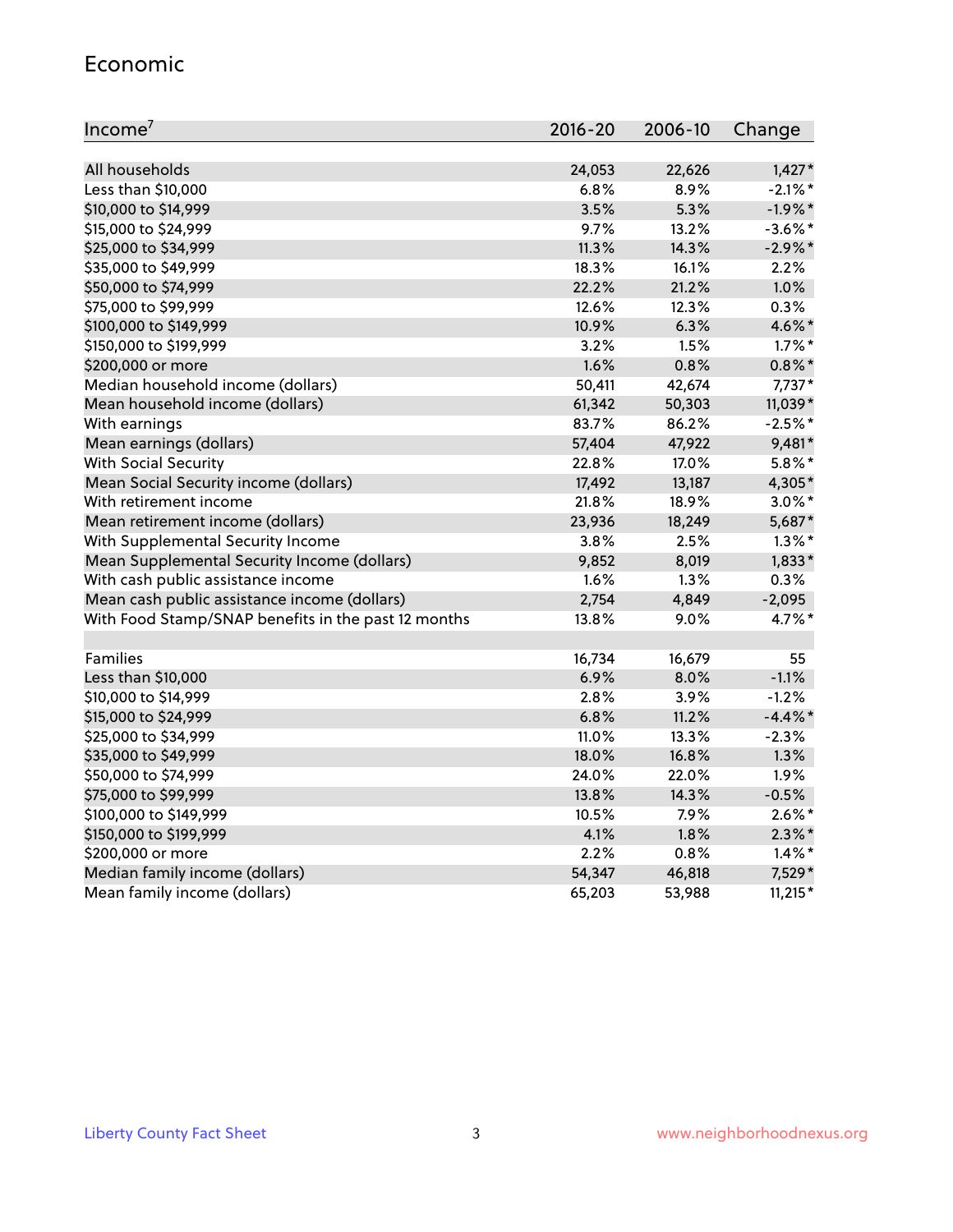## Economic

| Income[7] | 2016-20 | 2006-10 | Change |
|---|---|---|---|
| All households | 24,053 | 22,626 | 1,427* |
| Less than $10,000 | 6.8% | 8.9% | -2.1%* |
| $10,000 to $14,999 | 3.5% | 5.3% | -1.9%* |
| $15,000 to $24,999 | 9.7% | 13.2% | -3.6%* |
| $25,000 to $34,999 | 11.3% | 14.3% | -2.9%* |
| $35,000 to $49,999 | 18.3% | 16.1% | 2.2% |
| $50,000 to $74,999 | 22.2% | 21.2% | 1.0% |
| $75,000 to $99,999 | 12.6% | 12.3% | 0.3% |
| $100,000 to $149,999 | 10.9% | 6.3% | 4.6%* |
| $150,000 to $199,999 | 3.2% | 1.5% | 1.7%* |
| $200,000 or more | 1.6% | 0.8% | 0.8%* |
| Median household income (dollars) | 50,411 | 42,674 | 7,737* |
| Mean household income (dollars) | 61,342 | 50,303 | 11,039* |
| With earnings | 83.7% | 86.2% | -2.5%* |
| Mean earnings (dollars) | 57,404 | 47,922 | 9,481* |
| With Social Security | 22.8% | 17.0% | 5.8%* |
| Mean Social Security income (dollars) | 17,492 | 13,187 | 4,305* |
| With retirement income | 21.8% | 18.9% | 3.0%* |
| Mean retirement income (dollars) | 23,936 | 18,249 | 5,687* |
| With Supplemental Security Income | 3.8% | 2.5% | 1.3%* |
| Mean Supplemental Security Income (dollars) | 9,852 | 8,019 | 1,833* |
| With cash public assistance income | 1.6% | 1.3% | 0.3% |
| Mean cash public assistance income (dollars) | 2,754 | 4,849 | -2,095 |
| With Food Stamp/SNAP benefits in the past 12 months | 13.8% | 9.0% | 4.7%* |
| | | | |
| Families | 16,734 | 16,679 | 55 |
| Less than $10,000 | 6.9% | 8.0% | -1.1% |
| $10,000 to $14,999 | 2.8% | 3.9% | -1.2% |
| $15,000 to $24,999 | 6.8% | 11.2% | -4.4%* |
| $25,000 to $34,999 | 11.0% | 13.3% | -2.3% |
| $35,000 to $49,999 | 18.0% | 16.8% | 1.3% |
| $50,000 to $74,999 | 24.0% | 22.0% | 1.9% |
| $75,000 to $99,999 | 13.8% | 14.3% | -0.5% |
| $100,000 to $149,999 | 10.5% | 7.9% | 2.6%* |
| $150,000 to $199,999 | 4.1% | 1.8% | 2.3%* |
| $200,000 or more | 2.2% | 0.8% | 1.4%* |
| Median family income (dollars) | 54,347 | 46,818 | 7,529* |
| Mean family income (dollars) | 65,203 | 53,988 | 11,215* |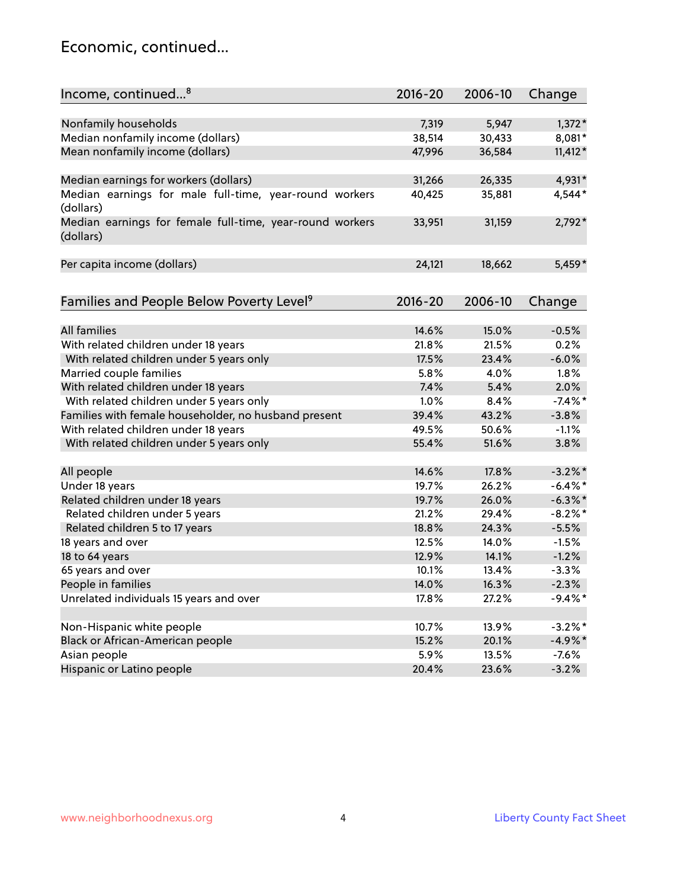## Economic, continued...

| Income, continued...[8] | 2016-20 | 2006-10 | Change |
|---|---|---|---|
| Nonfamily households | 7,319 | 5,947 | 1,372* |
| Median nonfamily income (dollars) | 38,514 | 30,433 | 8,081* |
| Mean nonfamily income (dollars) | 47,996 | 36,584 | 11,412* |
| Median earnings for workers (dollars) | 31,266 | 26,335 | 4,931* |
| Median earnings for male full-time, year-round workers (dollars) | 40,425 | 35,881 | 4,544* |
| Median earnings for female full-time, year-round workers (dollars) | 33,951 | 31,159 | 2,792* |
| Per capita income (dollars) | 24,121 | 18,662 | 5,459* |

| Families and People Below Poverty Level[9] | 2016-20 | 2006-10 | Change |
|---|---|---|---|
| All families | 14.6% | 15.0% | -0.5% |
| With related children under 18 years | 21.8% | 21.5% | 0.2% |
| With related children under 5 years only | 17.5% | 23.4% | -6.0% |
| Married couple families | 5.8% | 4.0% | 1.8% |
| With related children under 18 years | 7.4% | 5.4% | 2.0% |
| With related children under 5 years only | 1.0% | 8.4% | -7.4%* |
| Families with female householder, no husband present | 39.4% | 43.2% | -3.8% |
| With related children under 18 years | 49.5% | 50.6% | -1.1% |
| With related children under 5 years only | 55.4% | 51.6% | 3.8% |
| All people | 14.6% | 17.8% | -3.2%* |
| Under 18 years | 19.7% | 26.2% | -6.4%* |
| Related children under 18 years | 19.7% | 26.0% | -6.3%* |
| Related children under 5 years | 21.2% | 29.4% | -8.2%* |
| Related children 5 to 17 years | 18.8% | 24.3% | -5.5% |
| 18 years and over | 12.5% | 14.0% | -1.5% |
| 18 to 64 years | 12.9% | 14.1% | -1.2% |
| 65 years and over | 10.1% | 13.4% | -3.3% |
| People in families | 14.0% | 16.3% | -2.3% |
| Unrelated individuals 15 years and over | 17.8% | 27.2% | -9.4%* |
| Non-Hispanic white people | 10.7% | 13.9% | -3.2%* |
| Black or African-American people | 15.2% | 20.1% | -4.9%* |
| Asian people | 5.9% | 13.5% | -7.6% |
| Hispanic or Latino people | 20.4% | 23.6% | -3.2% |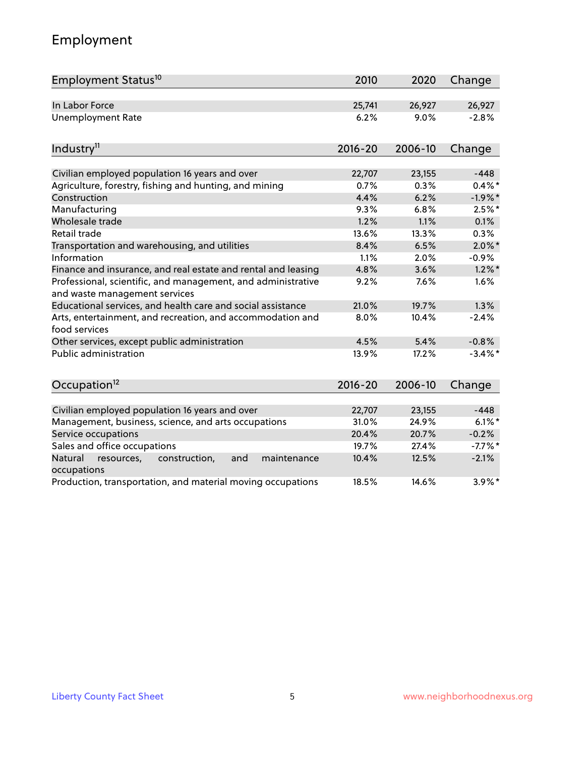# Employment

| Employment Status[10] | 2010 | 2020 | Change |
|---|---|---|---|
| In Labor Force | 25,741 | 26,927 | 26,927 |
| Unemployment Rate | 6.2% | 9.0% | -2.8% |

| Industry[11] | 2016-20 | 2006-10 | Change |
|---|---|---|---|
| Civilian employed population 16 years and over | 22,707 | 23,155 | -448 |
| Agriculture, forestry, fishing and hunting, and mining | 0.7% | 0.3% | 0.4%* |
| Construction | 4.4% | 6.2% | -1.9%* |
| Manufacturing | 9.3% | 6.8% | 2.5%* |
| Wholesale trade | 1.2% | 1.1% | 0.1% |
| Retail trade | 13.6% | 13.3% | 0.3% |
| Transportation and warehousing, and utilities | 8.4% | 6.5% | 2.0%* |
| Information | 1.1% | 2.0% | -0.9% |
| Finance and insurance, and real estate and rental and leasing | 4.8% | 3.6% | 1.2%* |
| Professional, scientific, and management, and administrative and waste management services | 9.2% | 7.6% | 1.6% |
| Educational services, and health care and social assistance | 21.0% | 19.7% | 1.3% |
| Arts, entertainment, and recreation, and accommodation and food services | 8.0% | 10.4% | -2.4% |
| Other services, except public administration | 4.5% | 5.4% | -0.8% |
| Public administration | 13.9% | 17.2% | -3.4%* |

| Occupation[12] | 2016-20 | 2006-10 | Change |
|---|---|---|---|
| Civilian employed population 16 years and over | 22,707 | 23,155 | -448 |
| Management, business, science, and arts occupations | 31.0% | 24.9% | 6.1%* |
| Service occupations | 20.4% | 20.7% | -0.2% |
| Sales and office occupations | 19.7% | 27.4% | -7.7%* |
| Natural resources, construction, and maintenance occupations | 10.4% | 12.5% | -2.1% |
| Production, transportation, and material moving occupations | 18.5% | 14.6% | 3.9%* |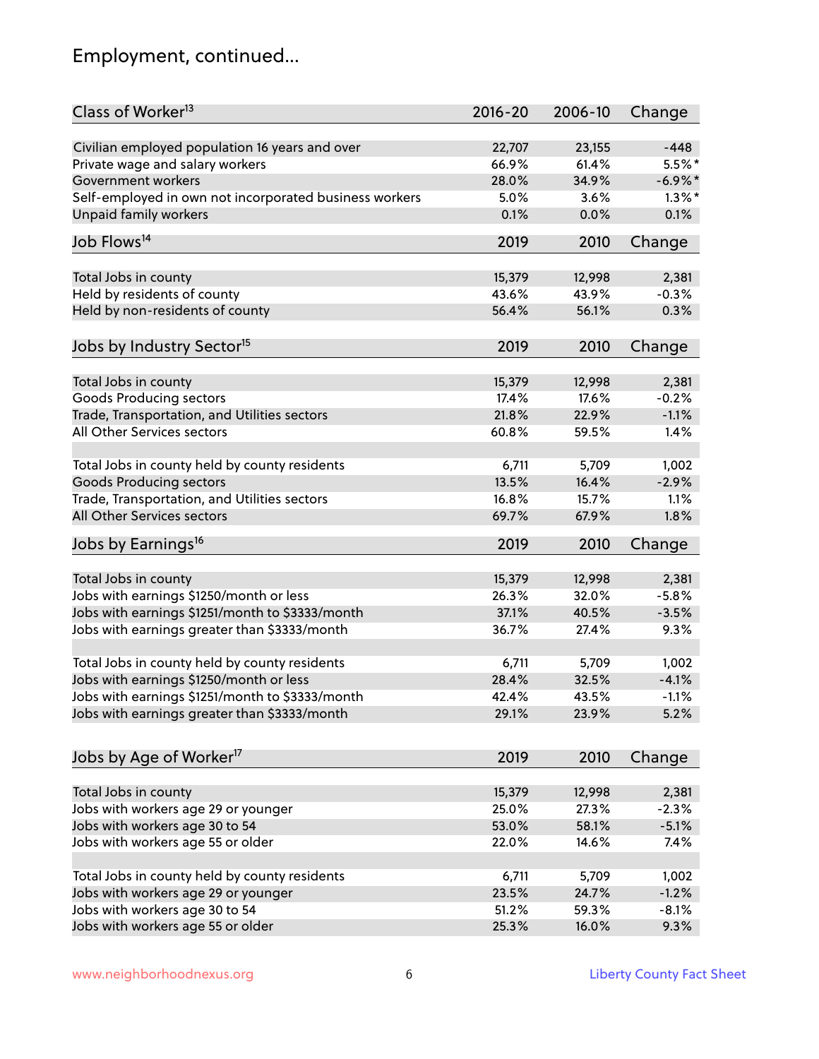## Employment, continued...

| Class of Worker[13] | 2016-20 | 2006-10 | Change |
|---|---|---|---|
| Civilian employed population 16 years and over | 22,707 | 23,155 | -448 |
| Private wage and salary workers | 66.9% | 61.4% | 5.5%* |
| Government workers | 28.0% | 34.9% | -6.9%* |
| Self-employed in own not incorporated business workers | 5.0% | 3.6% | 1.3%* |
| Unpaid family workers | 0.1% | 0.0% | 0.1% |

| Job Flows[14] | 2019 | 2010 | Change |
|---|---|---|---|
| Total Jobs in county | 15,379 | 12,998 | 2,381 |
| Held by residents of county | 43.6% | 43.9% | -0.3% |
| Held by non-residents of county | 56.4% | 56.1% | 0.3% |

| Jobs by Industry Sector[15] | 2019 | 2010 | Change |
|---|---|---|---|
| Total Jobs in county | 15,379 | 12,998 | 2,381 |
| Goods Producing sectors | 17.4% | 17.6% | -0.2% |
| Trade, Transportation, and Utilities sectors | 21.8% | 22.9% | -1.1% |
| All Other Services sectors | 60.8% | 59.5% | 1.4% |
| | | | |
| Total Jobs in county held by county residents | 6,711 | 5,709 | 1,002 |
| Goods Producing sectors | 13.5% | 16.4% | -2.9% |
| Trade, Transportation, and Utilities sectors | 16.8% | 15.7% | 1.1% |
| All Other Services sectors | 69.7% | 67.9% | 1.8% |

| Jobs by Earnings[16] | 2019 | 2010 | Change |
|---|---|---|---|
| Total Jobs in county | 15,379 | 12,998 | 2,381 |
| Jobs with earnings $1250/month or less | 26.3% | 32.0% | -5.8% |
| Jobs with earnings $1251/month to $3333/month | 37.1% | 40.5% | -3.5% |
| Jobs with earnings greater than $3333/month | 36.7% | 27.4% | 9.3% |
| | | | |
| Total Jobs in county held by county residents | 6,711 | 5,709 | 1,002 |
| Jobs with earnings $1250/month or less | 28.4% | 32.5% | -4.1% |
| Jobs with earnings $1251/month to $3333/month | 42.4% | 43.5% | -1.1% |
| Jobs with earnings greater than $3333/month | 29.1% | 23.9% | 5.2% |

| Jobs by Age of Worker[17] | 2019 | 2010 | Change |
|---|---|---|---|
| Total Jobs in county | 15,379 | 12,998 | 2,381 |
| Jobs with workers age 29 or younger | 25.0% | 27.3% | -2.3% |
| Jobs with workers age 30 to 54 | 53.0% | 58.1% | -5.1% |
| Jobs with workers age 55 or older | 22.0% | 14.6% | 7.4% |
| | | | |
| Total Jobs in county held by county residents | 6,711 | 5,709 | 1,002 |
| Jobs with workers age 29 or younger | 23.5% | 24.7% | -1.2% |
| Jobs with workers age 30 to 54 | 51.2% | 59.3% | -8.1% |
| Jobs with workers age 55 or older | 25.3% | 16.0% | 9.3% |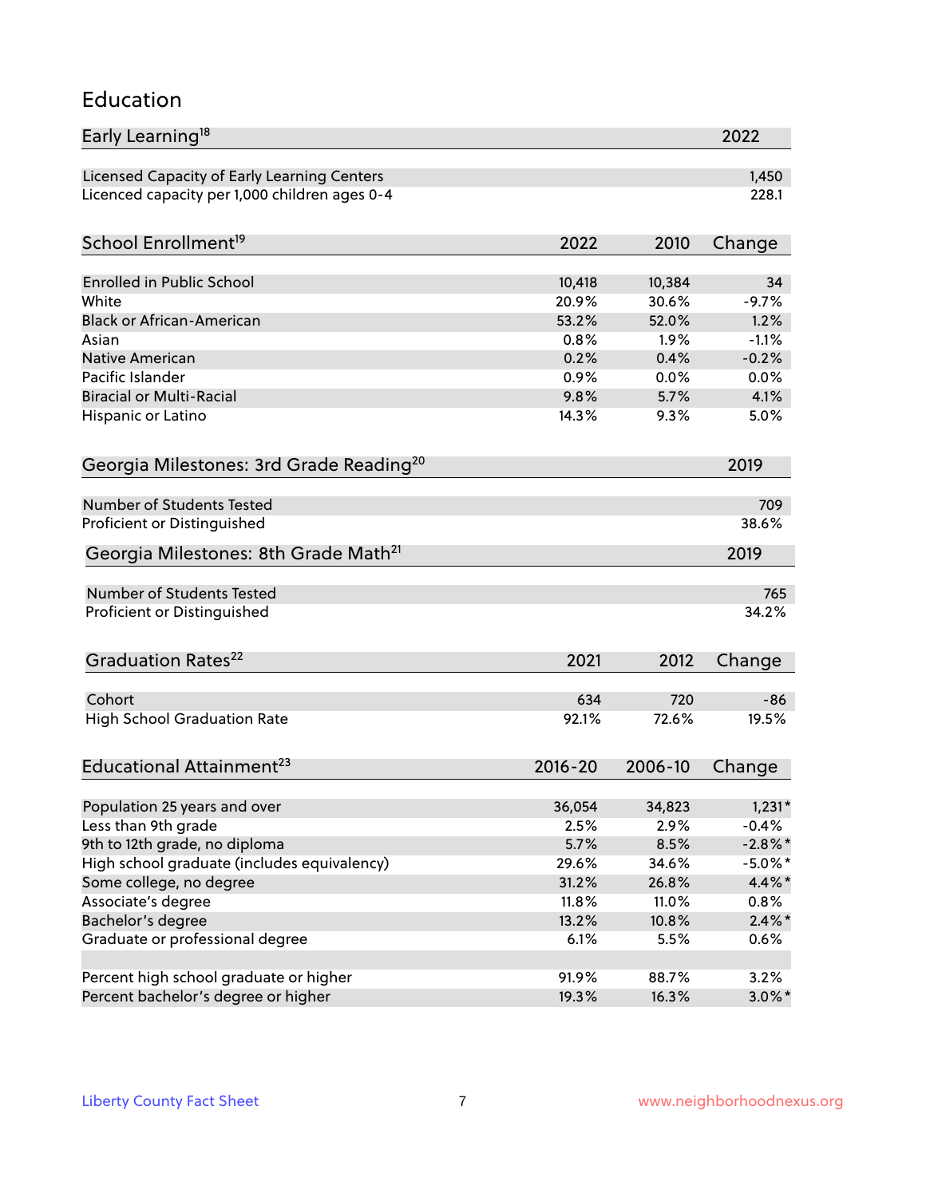# Education

| Early Learning[18] | 2022 |
| --- | --- |
| Licensed Capacity of Early Learning Centers | 1,450 |
| Licenced capacity per 1,000 children ages 0-4 | 228.1 |

| School Enrollment[19] | 2022 | 2010 | Change |
| --- | --- | --- | --- |
| Enrolled in Public School | 10,418 | 10,384 | 34 |
| White | 20.9% | 30.6% | -9.7% |
| Black or African-American | 53.2% | 52.0% | 1.2% |
| Asian | 0.8% | 1.9% | -1.1% |
| Native American | 0.2% | 0.4% | -0.2% |
| Pacific Islander | 0.9% | 0.0% | 0.0% |
| Biracial or Multi-Racial | 9.8% | 5.7% | 4.1% |
| Hispanic or Latino | 14.3% | 9.3% | 5.0% |

| Georgia Milestones: 3rd Grade Reading[20] | 2019 |
| --- | --- |
| Number of Students Tested | 709 |
| Proficient or Distinguished | 38.6% |

| Georgia Milestones: 8th Grade Math[21] | 2019 |
| --- | --- |
| Number of Students Tested | 765 |
| Proficient or Distinguished | 34.2% |

| Graduation Rates[22] | 2021 | 2012 | Change |
| --- | --- | --- | --- |
| Cohort | 634 | 720 | -86 |
| High School Graduation Rate | 92.1% | 72.6% | 19.5% |

| Educational Attainment[23] | 2016-20 | 2006-10 | Change |
| --- | --- | --- | --- |
| Population 25 years and over | 36,054 | 34,823 | 1,231* |
| Less than 9th grade | 2.5% | 2.9% | -0.4% |
| 9th to 12th grade, no diploma | 5.7% | 8.5% | -2.8%* |
| High school graduate (includes equivalency) | 29.6% | 34.6% | -5.0%* |
| Some college, no degree | 31.2% | 26.8% | 4.4%* |
| Associate's degree | 11.8% | 11.0% | 0.8% |
| Bachelor's degree | 13.2% | 10.8% | 2.4%* |
| Graduate or professional degree | 6.1% | 5.5% | 0.6% |
| | | | |
| Percent high school graduate or higher | 91.9% | 88.7% | 3.2% |
| Percent bachelor's degree or higher | 19.3% | 16.3% | 3.0%* |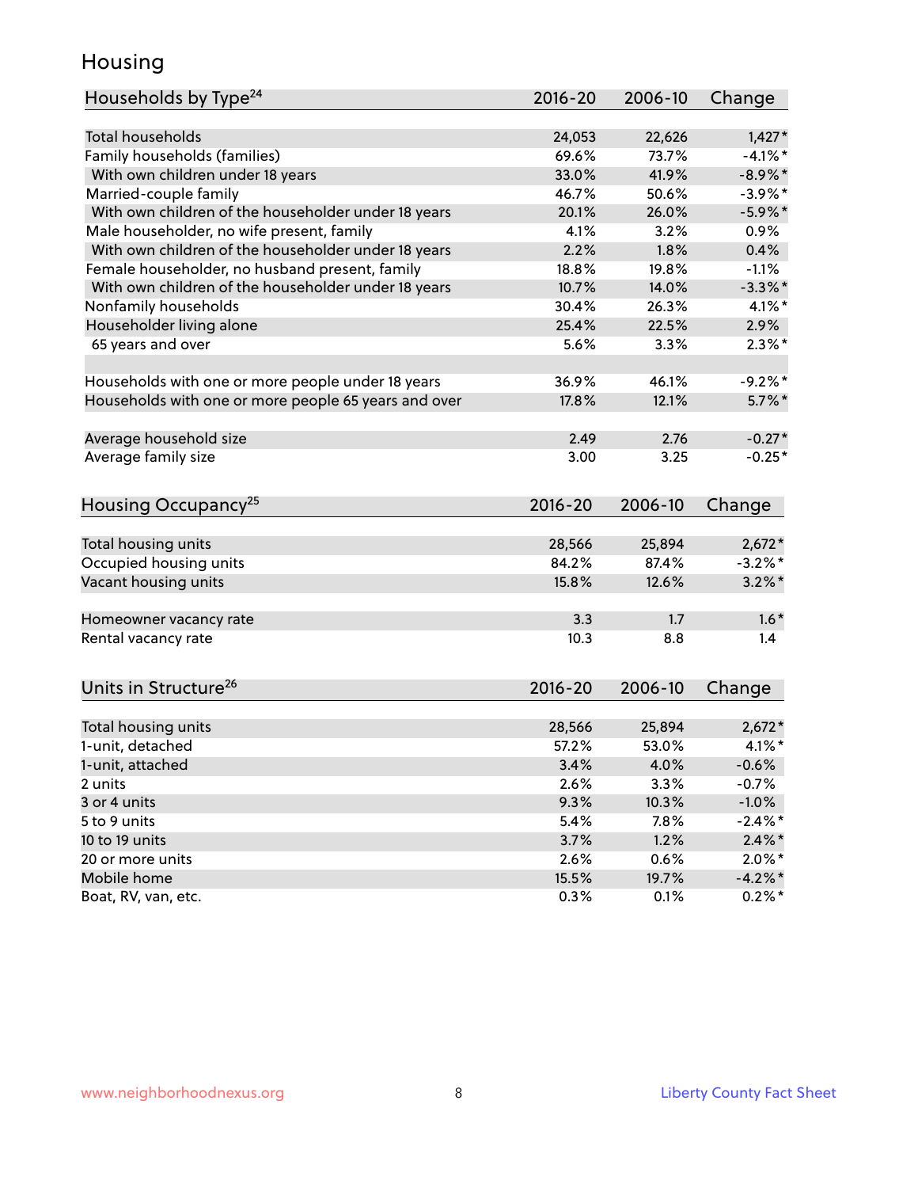# Housing

| Households by Type[24] | 2016-20 | 2006-10 | Change |
|---|---|---|---|
| Total households | 24,053 | 22,626 | 1,427* |
| Family households (families) | 69.6% | 73.7% | -4.1%* |
| With own children under 18 years | 33.0% | 41.9% | -8.9%* |
| Married-couple family | 46.7% | 50.6% | -3.9%* |
| With own children of the householder under 18 years | 20.1% | 26.0% | -5.9%* |
| Male householder, no wife present, family | 4.1% | 3.2% | 0.9% |
| With own children of the householder under 18 years | 2.2% | 1.8% | 0.4% |
| Female householder, no husband present, family | 18.8% | 19.8% | -1.1% |
| With own children of the householder under 18 years | 10.7% | 14.0% | -3.3%* |
| Nonfamily households | 30.4% | 26.3% | 4.1%* |
| Householder living alone | 25.4% | 22.5% | 2.9% |
| 65 years and over | 5.6% | 3.3% | 2.3%* |
| | | | |
| Households with one or more people under 18 years | 36.9% | 46.1% | -9.2%* |
| Households with one or more people 65 years and over | 17.8% | 12.1% | 5.7%* |
| | | | |
| Average household size | 2.49 | 2.76 | -0.27* |
| Average family size | 3.00 | 3.25 | -0.25* |

| Housing Occupancy[25] | 2016-20 | 2006-10 | Change |
|---|---|---|---|
| Total housing units | 28,566 | 25,894 | 2,672* |
| Occupied housing units | 84.2% | 87.4% | -3.2%* |
| Vacant housing units | 15.8% | 12.6% | 3.2%* |
| | | | |
| Homeowner vacancy rate | 3.3 | 1.7 | 1.6* |
| Rental vacancy rate | 10.3 | 8.8 | 1.4 |

| Units in Structure[26] | 2016-20 | 2006-10 | Change |
|---|---|---|---|
| Total housing units | 28,566 | 25,894 | 2,672* |
| 1-unit, detached | 57.2% | 53.0% | 4.1%* |
| 1-unit, attached | 3.4% | 4.0% | -0.6% |
| 2 units | 2.6% | 3.3% | -0.7% |
| 3 or 4 units | 9.3% | 10.3% | -1.0% |
| 5 to 9 units | 5.4% | 7.8% | -2.4%* |
| 10 to 19 units | 3.7% | 1.2% | 2.4%* |
| 20 or more units | 2.6% | 0.6% | 2.0%* |
| Mobile home | 15.5% | 19.7% | -4.2%* |
| Boat, RV, van, etc. | 0.3% | 0.1% | 0.2%* |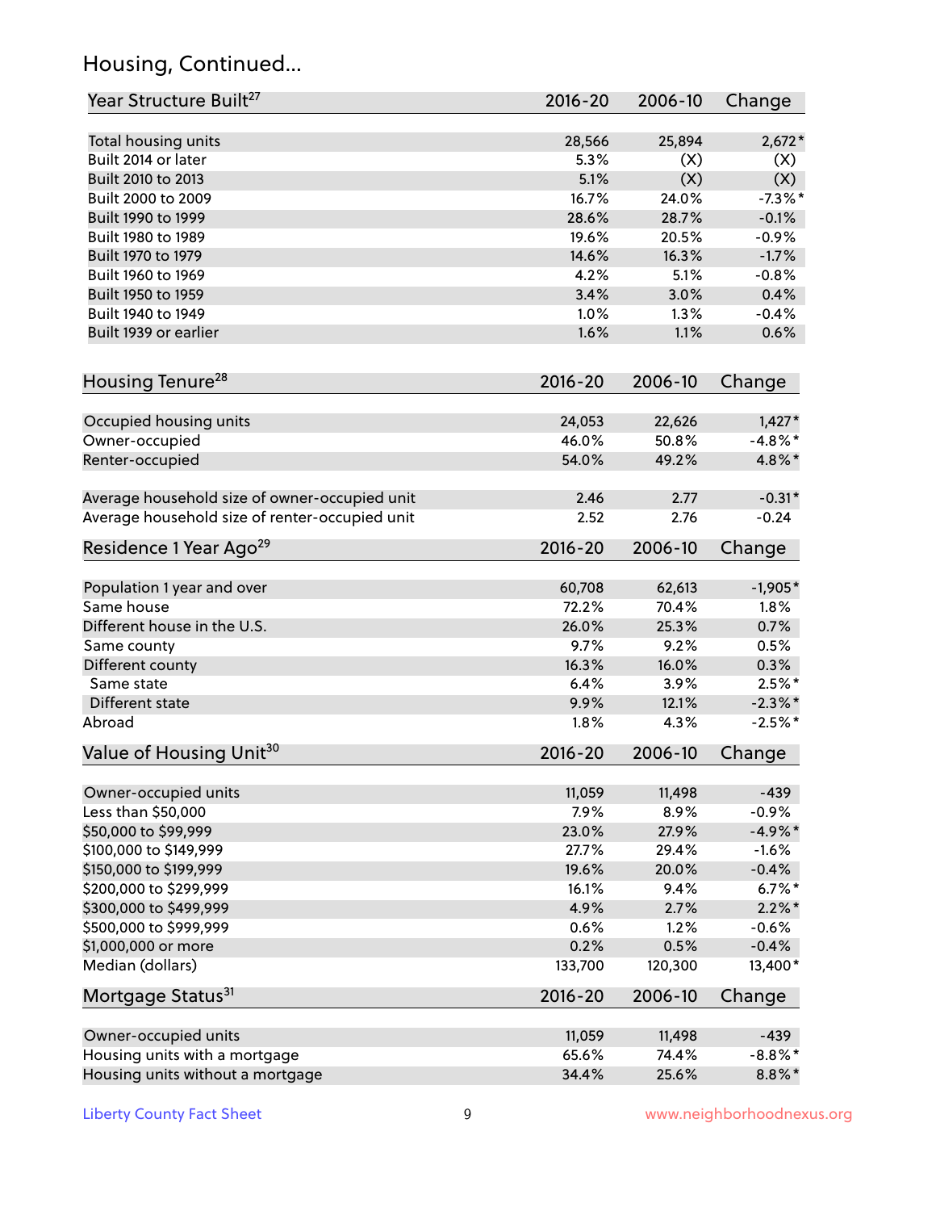## Housing, Continued...

| Year Structure Built[27] | 2016-20 | 2006-10 | Change |
|---|---|---|---|
| Total housing units | 28,566 | 25,894 | 2,672* |
| Built 2014 or later | 5.3% | (X) | (X) |
| Built 2010 to 2013 | 5.1% | (X) | (X) |
| Built 2000 to 2009 | 16.7% | 24.0% | -7.3%* |
| Built 1990 to 1999 | 28.6% | 28.7% | -0.1% |
| Built 1980 to 1989 | 19.6% | 20.5% | -0.9% |
| Built 1970 to 1979 | 14.6% | 16.3% | -1.7% |
| Built 1960 to 1969 | 4.2% | 5.1% | -0.8% |
| Built 1950 to 1959 | 3.4% | 3.0% | 0.4% |
| Built 1940 to 1949 | 1.0% | 1.3% | -0.4% |
| Built 1939 or earlier | 1.6% | 1.1% | 0.6% |

| Housing Tenure[28] | 2016-20 | 2006-10 | Change |
|---|---|---|---|
| Occupied housing units | 24,053 | 22,626 | 1,427* |
| Owner-occupied | 46.0% | 50.8% | -4.8%* |
| Renter-occupied | 54.0% | 49.2% | 4.8%* |
| Average household size of owner-occupied unit | 2.46 | 2.77 | -0.31* |
| Average household size of renter-occupied unit | 2.52 | 2.76 | -0.24 |

| Residence 1 Year Ago[29] | 2016-20 | 2006-10 | Change |
|---|---|---|---|
| Population 1 year and over | 60,708 | 62,613 | -1,905* |
| Same house | 72.2% | 70.4% | 1.8% |
| Different house in the U.S. | 26.0% | 25.3% | 0.7% |
| Same county | 9.7% | 9.2% | 0.5% |
| Different county | 16.3% | 16.0% | 0.3% |
| Same state | 6.4% | 3.9% | 2.5%* |
| Different state | 9.9% | 12.1% | -2.3%* |
| Abroad | 1.8% | 4.3% | -2.5%* |

| Value of Housing Unit[30] | 2016-20 | 2006-10 | Change |
|---|---|---|---|
| Owner-occupied units | 11,059 | 11,498 | -439 |
| Less than $50,000 | 7.9% | 8.9% | -0.9% |
| $50,000 to $99,999 | 23.0% | 27.9% | -4.9%* |
| $100,000 to $149,999 | 27.7% | 29.4% | -1.6% |
| $150,000 to $199,999 | 19.6% | 20.0% | -0.4% |
| $200,000 to $299,999 | 16.1% | 9.4% | 6.7%* |
| $300,000 to $499,999 | 4.9% | 2.7% | 2.2%* |
| $500,000 to $999,999 | 0.6% | 1.2% | -0.6% |
| $1,000,000 or more | 0.2% | 0.5% | -0.4% |
| Median (dollars) | 133,700 | 120,300 | 13,400* |

| Mortgage Status[31] | 2016-20 | 2006-10 | Change |
|---|---|---|---|
| Owner-occupied units | 11,059 | 11,498 | -439 |
| Housing units with a mortgage | 65.6% | 74.4% | -8.8%* |
| Housing units without a mortgage | 34.4% | 25.6% | 8.8%* |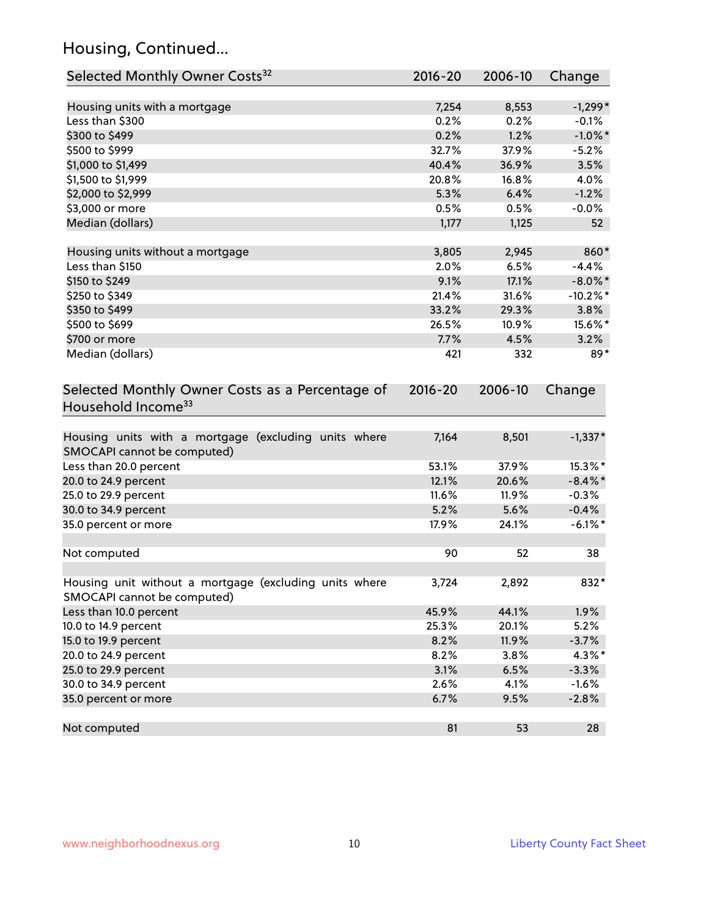## Housing, Continued...

| Selected Monthly Owner Costs[32] | 2016-20 | 2006-10 | Change |
|---|---|---|---|
| Housing units with a mortgage | 7,254 | 8,553 | -1,299* |
| Less than $300 | 0.2% | 0.2% | -0.1% |
| $300 to $499 | 0.2% | 1.2% | -1.0%* |
| $500 to $999 | 32.7% | 37.9% | -5.2% |
| $1,000 to $1,499 | 40.4% | 36.9% | 3.5% |
| $1,500 to $1,999 | 20.8% | 16.8% | 4.0% |
| $2,000 to $2,999 | 5.3% | 6.4% | -1.2% |
| $3,000 or more | 0.5% | 0.5% | -0.0% |
| Median (dollars) | 1,177 | 1,125 | 52 |
| | | | |
| Housing units without a mortgage | 3,805 | 2,945 | 860* |
| Less than $150 | 2.0% | 6.5% | -4.4% |
| $150 to $249 | 9.1% | 17.1% | -8.0%* |
| $250 to $349 | 21.4% | 31.6% | -10.2%* |
| $350 to $499 | 33.2% | 29.3% | 3.8% |
| $500 to $699 | 26.5% | 10.9% | 15.6%* |
| $700 or more | 7.7% | 4.5% | 3.2% |
| Median (dollars) | 421 | 332 | 89* |

| Selected Monthly Owner Costs as a Percentage of Household Income[33] | 2016-20 | 2006-10 | Change |
|---|---|---|---|
| Housing units with a mortgage (excluding units where SMOCAPI cannot be computed) | 7,164 | 8,501 | -1,337* |
| Less than 20.0 percent | 53.1% | 37.9% | 15.3%* |
| 20.0 to 24.9 percent | 12.1% | 20.6% | -8.4%* |
| 25.0 to 29.9 percent | 11.6% | 11.9% | -0.3% |
| 30.0 to 34.9 percent | 5.2% | 5.6% | -0.4% |
| 35.0 percent or more | 17.9% | 24.1% | -6.1%* |
| | | | |
| Not computed | 90 | 52 | 38 |
| | | | |
| Housing unit without a mortgage (excluding units where SMOCAPI cannot be computed) | 3,724 | 2,892 | 832* |
| Less than 10.0 percent | 45.9% | 44.1% | 1.9% |
| 10.0 to 14.9 percent | 25.3% | 20.1% | 5.2% |
| 15.0 to 19.9 percent | 8.2% | 11.9% | -3.7% |
| 20.0 to 24.9 percent | 8.2% | 3.8% | 4.3%* |
| 25.0 to 29.9 percent | 3.1% | 6.5% | -3.3% |
| 30.0 to 34.9 percent | 2.6% | 4.1% | -1.6% |
| 35.0 percent or more | 6.7% | 9.5% | -2.8% |
| | | | |
| Not computed | 81 | 53 | 28 |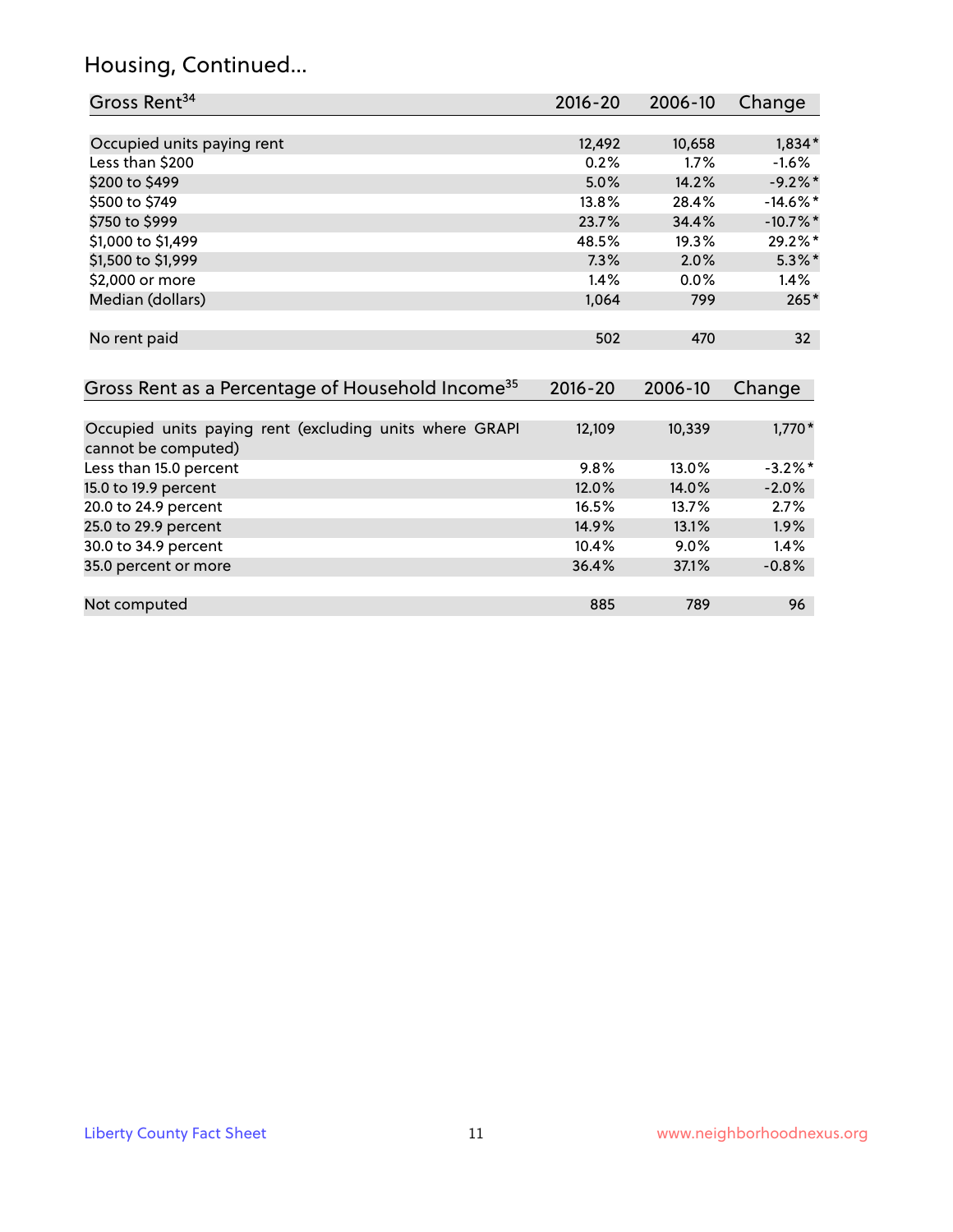## Housing, Continued...

| Gross Rent[34] | 2016-20 | 2006-10 | Change |
|---|---|---|---|
| Occupied units paying rent | 12,492 | 10,658 | 1,834* |
| Less than $200 | 0.2% | 1.7% | -1.6% |
| $200 to $499 | 5.0% | 14.2% | -9.2%* |
| $500 to $749 | 13.8% | 28.4% | -14.6%* |
| $750 to $999 | 23.7% | 34.4% | -10.7%* |
| $1,000 to $1,499 | 48.5% | 19.3% | 29.2%* |
| $1,500 to $1,999 | 7.3% | 2.0% | 5.3%* |
| $2,000 or more | 1.4% | 0.0% | 1.4% |
| Median (dollars) | 1,064 | 799 | 265* |
| No rent paid | 502 | 470 | 32 |

| Gross Rent as a Percentage of Household Income[35] | 2016-20 | 2006-10 | Change |
|---|---|---|---|
| Occupied units paying rent (excluding units where GRAPI cannot be computed) | 12,109 | 10,339 | 1,770* |
| Less than 15.0 percent | 9.8% | 13.0% | -3.2%* |
| 15.0 to 19.9 percent | 12.0% | 14.0% | -2.0% |
| 20.0 to 24.9 percent | 16.5% | 13.7% | 2.7% |
| 25.0 to 29.9 percent | 14.9% | 13.1% | 1.9% |
| 30.0 to 34.9 percent | 10.4% | 9.0% | 1.4% |
| 35.0 percent or more | 36.4% | 37.1% | -0.8% |
| Not computed | 885 | 789 | 96 |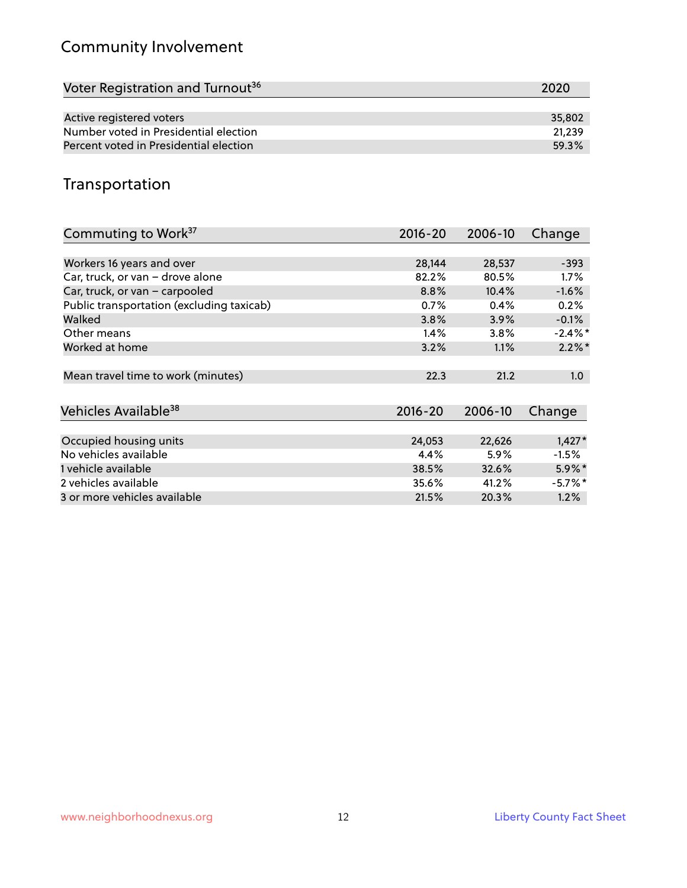## Community Involvement

| Voter Registration and Turnout[36] | 2020 |
|---|---|
| Active registered voters | 35,802 |
| Number voted in Presidential election | 21,239 |
| Percent voted in Presidential election | 59.3% |

## Transportation

| Commuting to Work[37] | 2016-20 | 2006-10 | Change |
|---|---|---|---|
| Workers 16 years and over | 28,144 | 28,537 | -393 |
| Car, truck, or van – drove alone | 82.2% | 80.5% | 1.7% |
| Car, truck, or van – carpooled | 8.8% | 10.4% | -1.6% |
| Public transportation (excluding taxicab) | 0.7% | 0.4% | 0.2% |
| Walked | 3.8% | 3.9% | -0.1% |
| Other means | 1.4% | 3.8% | -2.4%* |
| Worked at home | 3.2% | 1.1% | 2.2%* |
| Mean travel time to work (minutes) | 22.3 | 21.2 | 1.0 |

| Vehicles Available[38] | 2016-20 | 2006-10 | Change |
|---|---|---|---|
| Occupied housing units | 24,053 | 22,626 | 1,427* |
| No vehicles available | 4.4% | 5.9% | -1.5% |
| 1 vehicle available | 38.5% | 32.6% | 5.9%* |
| 2 vehicles available | 35.6% | 41.2% | -5.7%* |
| 3 or more vehicles available | 21.5% | 20.3% | 1.2% |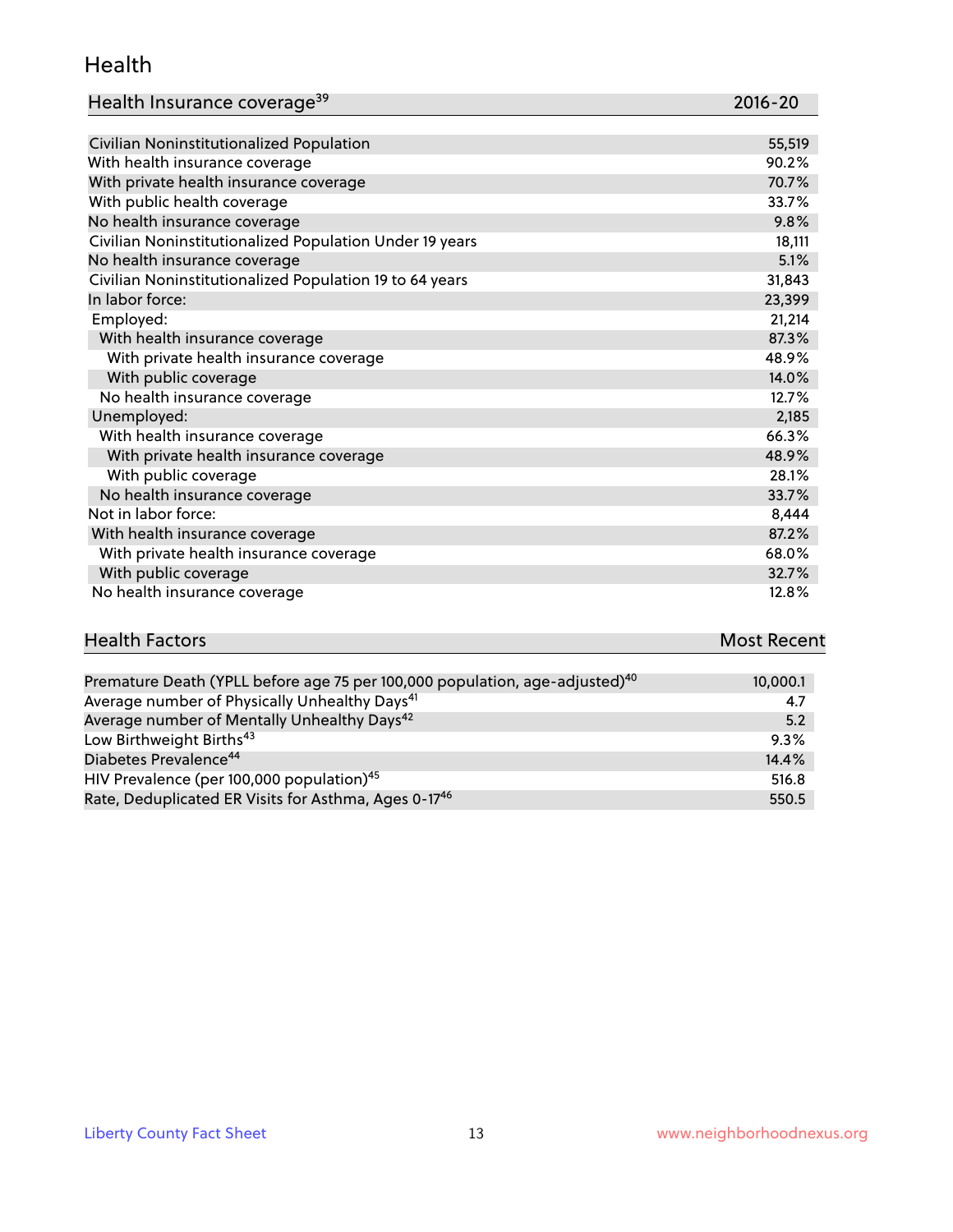## Health

| Health Insurance coverage[39] | 2016-20 |
| --- | --- |
| Civilian Noninstitutionalized Population | 55,519 |
| With health insurance coverage | 90.2% |
| With private health insurance coverage | 70.7% |
| With public health coverage | 33.7% |
| No health insurance coverage | 9.8% |
| Civilian Noninstitutionalized Population Under 19 years | 18,111 |
| No health insurance coverage | 5.1% |
| Civilian Noninstitutionalized Population 19 to 64 years | 31,843 |
| In labor force: | 23,399 |
| Employed: | 21,214 |
| With health insurance coverage | 87.3% |
| With private health insurance coverage | 48.9% |
| With public coverage | 14.0% |
| No health insurance coverage | 12.7% |
| Unemployed: | 2,185 |
| With health insurance coverage | 66.3% |
| With private health insurance coverage | 48.9% |
| With public coverage | 28.1% |
| No health insurance coverage | 33.7% |
| Not in labor force: | 8,444 |
| With health insurance coverage | 87.2% |
| With private health insurance coverage | 68.0% |
| With public coverage | 32.7% |
| No health insurance coverage | 12.8% |

| Health Factors | Most Recent |
| --- | --- |
| Premature Death (YPLL before age 75 per 100,000 population, age-adjusted)[40] | 10,000.1 |
| Average number of Physically Unhealthy Days[41] | 4.7 |
| Average number of Mentally Unhealthy Days[42] | 5.2 |
| Low Birthweight Births[43] | 9.3% |
| Diabetes Prevalence[44] | 14.4% |
| HIV Prevalence (per 100,000 population)[45] | 516.8 |
| Rate, Deduplicated ER Visits for Asthma, Ages 0-17[46] | 550.5 |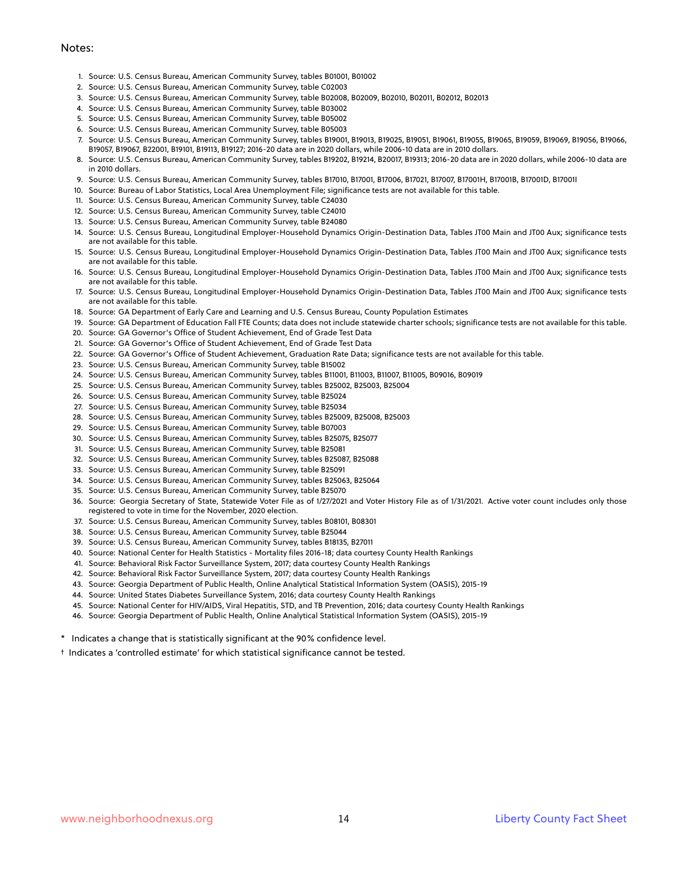Notes:

1. Source: U.S. Census Bureau, American Community Survey, tables B01001, B01002
2. Source: U.S. Census Bureau, American Community Survey, table C02003
3. Source: U.S. Census Bureau, American Community Survey, table B02008, B02009, B02010, B02011, B02012, B02013
4. Source: U.S. Census Bureau, American Community Survey, table B03002
5. Source: U.S. Census Bureau, American Community Survey, table B05002
6. Source: U.S. Census Bureau, American Community Survey, table B05003
7. Source: U.S. Census Bureau, American Community Survey, tables B19001, B19013, B19025, B19051, B19061, B19055, B19065, B19059, B19069, B19056, B19066, B19057, B19067, B22001, B19101, B19113, B19127; 2016-20 data are in 2020 dollars, while 2006-10 data are in 2010 dollars.
8. Source: U.S. Census Bureau, American Community Survey, tables B19202, B19214, B20017, B19313; 2016-20 data are in 2020 dollars, while 2006-10 data are in 2010 dollars.
9. Source: U.S. Census Bureau, American Community Survey, tables B17010, B17001, B17006, B17021, B17007, B17001H, B17001B, B17001D, B17001I
10. Source: Bureau of Labor Statistics, Local Area Unemployment File; significance tests are not available for this table.
11. Source: U.S. Census Bureau, American Community Survey, table C24030
12. Source: U.S. Census Bureau, American Community Survey, table C24010
13. Source: U.S. Census Bureau, American Community Survey, table B24080
14. Source: U.S. Census Bureau, Longitudinal Employer-Household Dynamics Origin-Destination Data, Tables JT00 Main and JT00 Aux; significance tests are not available for this table.
15. Source: U.S. Census Bureau, Longitudinal Employer-Household Dynamics Origin-Destination Data, Tables JT00 Main and JT00 Aux; significance tests are not available for this table.
16. Source: U.S. Census Bureau, Longitudinal Employer-Household Dynamics Origin-Destination Data, Tables JT00 Main and JT00 Aux; significance tests are not available for this table.
17. Source: U.S. Census Bureau, Longitudinal Employer-Household Dynamics Origin-Destination Data, Tables JT00 Main and JT00 Aux; significance tests are not available for this table.
18. Source: GA Department of Early Care and Learning and U.S. Census Bureau, County Population Estimates
19. Source: GA Department of Education Fall FTE Counts; data does not include statewide charter schools; significance tests are not available for this table.
20. Source: GA Governor's Office of Student Achievement, End of Grade Test Data
21. Source: GA Governor's Office of Student Achievement, End of Grade Test Data
22. Source: GA Governor's Office of Student Achievement, Graduation Rate Data; significance tests are not available for this table.
23. Source: U.S. Census Bureau, American Community Survey, table B15002
24. Source: U.S. Census Bureau, American Community Survey, tables B11001, B11003, B11007, B11005, B09016, B09019
25. Source: U.S. Census Bureau, American Community Survey, tables B25002, B25003, B25004
26. Source: U.S. Census Bureau, American Community Survey, table B25024
27. Source: U.S. Census Bureau, American Community Survey, table B25034
28. Source: U.S. Census Bureau, American Community Survey, tables B25009, B25008, B25003
29. Source: U.S. Census Bureau, American Community Survey, table B07003
30. Source: U.S. Census Bureau, American Community Survey, tables B25075, B25077
31. Source: U.S. Census Bureau, American Community Survey, table B25081
32. Source: U.S. Census Bureau, American Community Survey, tables B25087, B25088
33. Source: U.S. Census Bureau, American Community Survey, table B25091
34. Source: U.S. Census Bureau, American Community Survey, tables B25063, B25064
35. Source: U.S. Census Bureau, American Community Survey, table B25070
36. Source: Georgia Secretary of State, Statewide Voter File as of 1/27/2021 and Voter History File as of 1/31/2021. Active voter count includes only those registered to vote in time for the November, 2020 election.
37. Source: U.S. Census Bureau, American Community Survey, tables B08101, B08301
38. Source: U.S. Census Bureau, American Community Survey, table B25044
39. Source: U.S. Census Bureau, American Community Survey, tables B18135, B27011
40. Source: National Center for Health Statistics - Mortality files 2016-18; data courtesy County Health Rankings
41. Source: Behavioral Risk Factor Surveillance System, 2017; data courtesy County Health Rankings
42. Source: Behavioral Risk Factor Surveillance System, 2017; data courtesy County Health Rankings
43. Source: Georgia Department of Public Health, Online Analytical Statistical Information System (OASIS), 2015-19
44. Source: United States Diabetes Surveillance System, 2016; data courtesy County Health Rankings
45. Source: National Center for HIV/AIDS, Viral Hepatitis, STD, and TB Prevention, 2016; data courtesy County Health Rankings
46. Source: Georgia Department of Public Health, Online Analytical Statistical Information System (OASIS), 2015-19

\* Indicates a change that is statistically significant at the 90% confidence level.

† Indicates a 'controlled estimate' for which statistical significance cannot be tested.